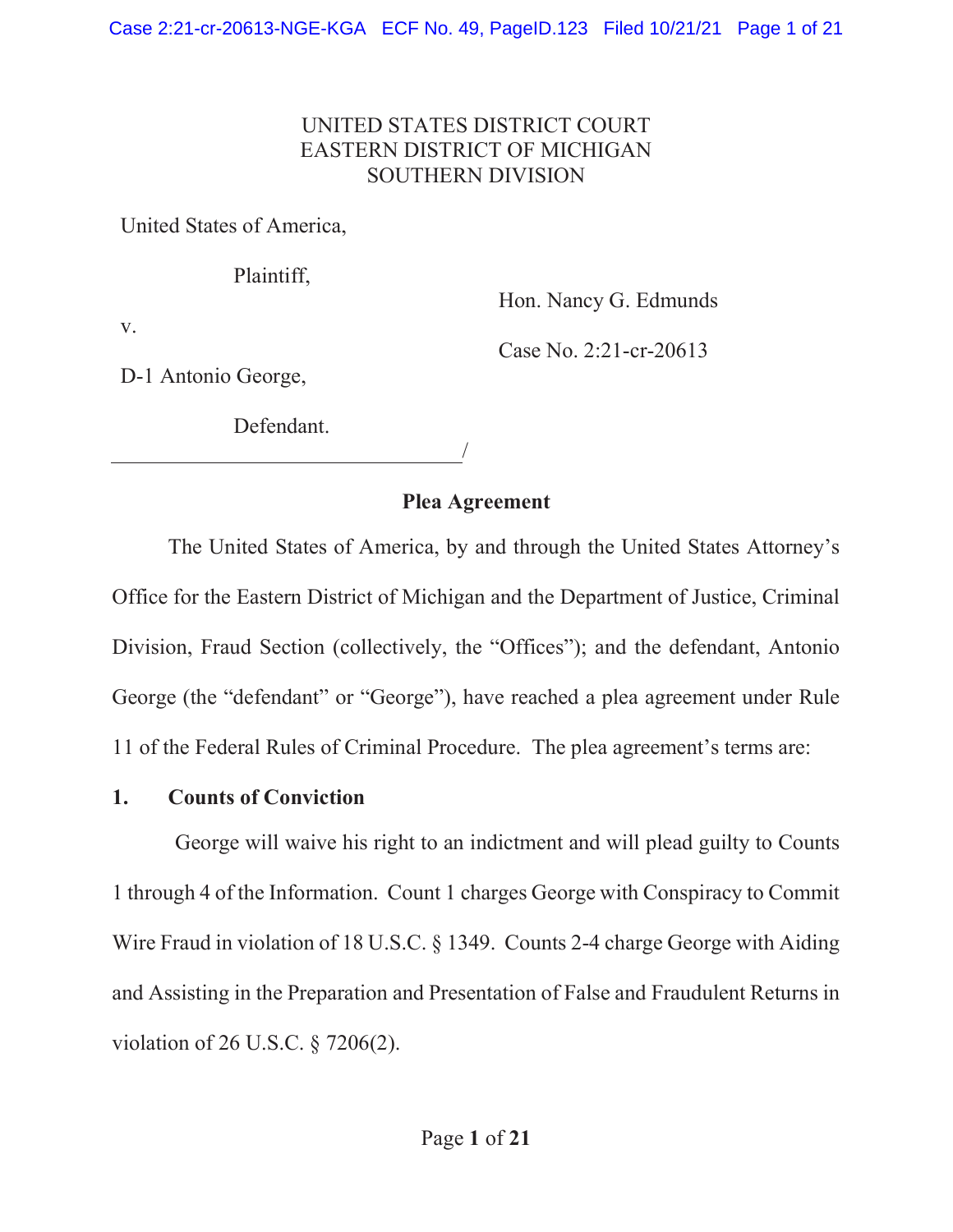UNITED STATES DISTRICT COURT
EASTERN DISTRICT OF MICHIGAN
SOUTHERN DIVISION

United States of America,

Plaintiff,

v.

D-1 Antonio George,

Defendant.

Hon. Nancy G. Edmunds

Case No. 2:21-cr-20613

## Plea Agreement

The United States of America, by and through the United States Attorney's Office for the Eastern District of Michigan and the Department of Justice, Criminal Division, Fraud Section (collectively, the "Offices"); and the defendant, Antonio George (the "defendant" or "George"), have reached a plea agreement under Rule 11 of the Federal Rules of Criminal Procedure. The plea agreement's terms are:

### 1. Counts of Conviction

George will waive his right to an indictment and will plead guilty to Counts 1 through 4 of the Information. Count 1 charges George with Conspiracy to Commit Wire Fraud in violation of 18 U.S.C. § 1349. Counts 2-4 charge George with Aiding and Assisting in the Preparation and Presentation of False and Fraudulent Returns in violation of 26 U.S.C. § 7206(2).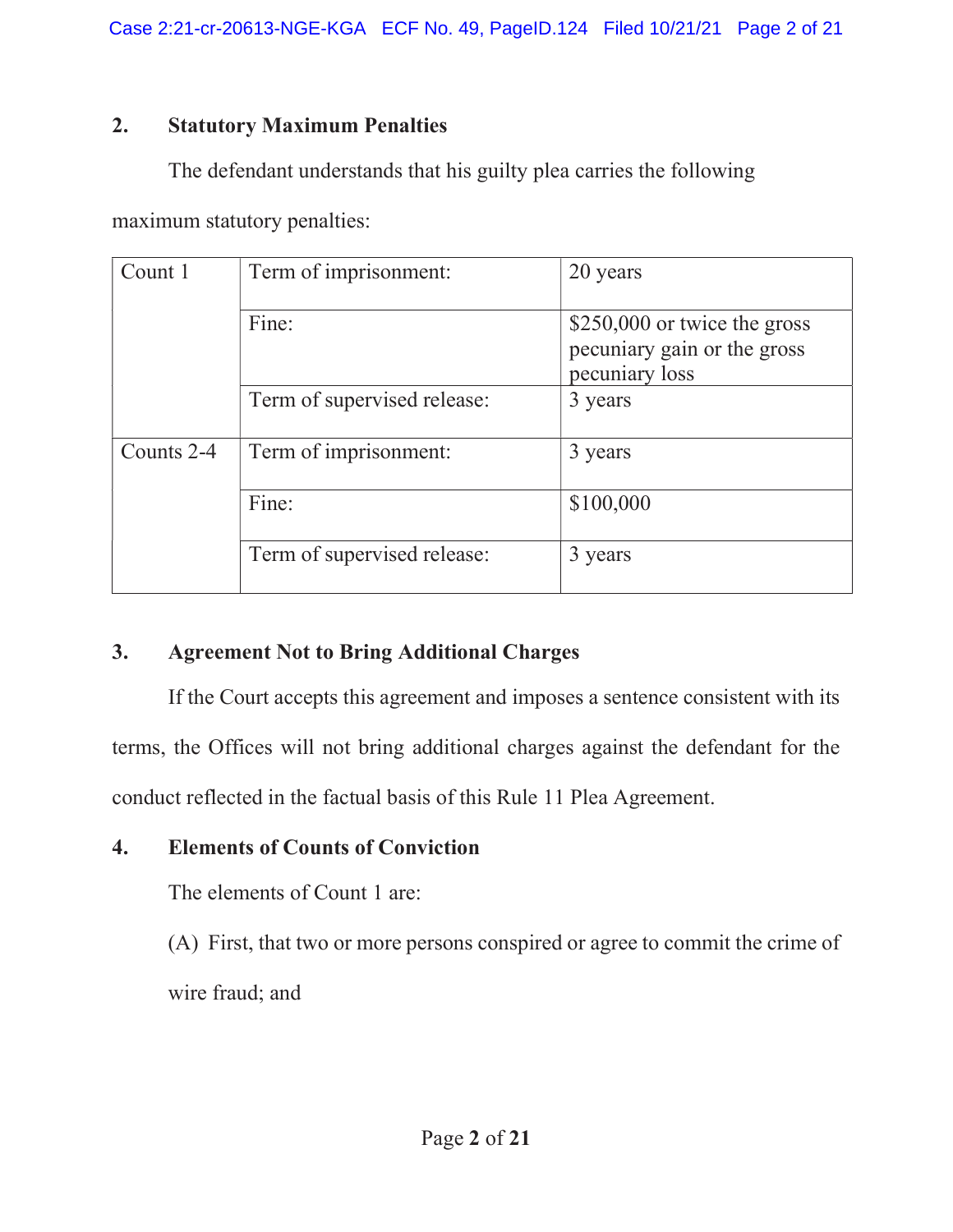## 2. Statutory Maximum Penalties

The defendant understands that his guilty plea carries the following maximum statutory penalties:

| | | |
|---|---|---|
| Count 1 | Term of imprisonment: | 20 years |
| | Fine: | $250,000 or twice the gross pecuniary gain or the gross pecuniary loss |
| | Term of supervised release: | 3 years |
| Counts 2-4 | Term of imprisonment: | 3 years |
| | Fine: | $100,000 |
| | Term of supervised release: | 3 years |

## 3. Agreement Not to Bring Additional Charges

If the Court accepts this agreement and imposes a sentence consistent with its terms, the Offices will not bring additional charges against the defendant for the conduct reflected in the factual basis of this Rule 11 Plea Agreement.

## 4. Elements of Counts of Conviction

The elements of Count 1 are:

(A) First, that two or more persons conspired or agree to commit the crime of wire fraud; and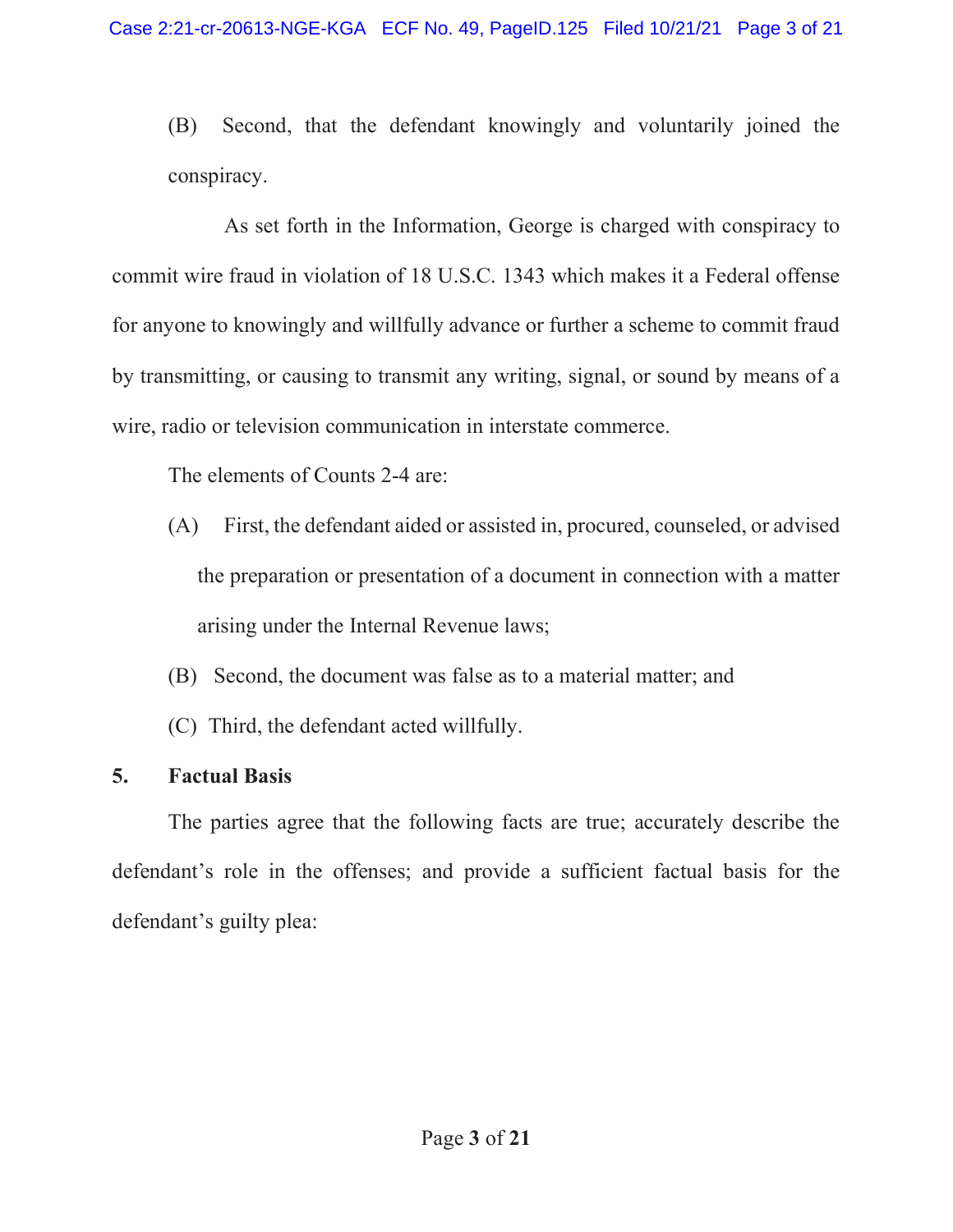(B) Second, that the defendant knowingly and voluntarily joined the conspiracy.

As set forth in the Information, George is charged with conspiracy to commit wire fraud in violation of 18 U.S.C. 1343 which makes it a Federal offense for anyone to knowingly and willfully advance or further a scheme to commit fraud by transmitting, or causing to transmit any writing, signal, or sound by means of a wire, radio or television communication in interstate commerce.

The elements of Counts 2-4 are:

(A) First, the defendant aided or assisted in, procured, counseled, or advised the preparation or presentation of a document in connection with a matter arising under the Internal Revenue laws;

(B) Second, the document was false as to a material matter; and

(C) Third, the defendant acted willfully.

## 5. Factual Basis

The parties agree that the following facts are true; accurately describe the defendant's role in the offenses; and provide a sufficient factual basis for the defendant's guilty plea: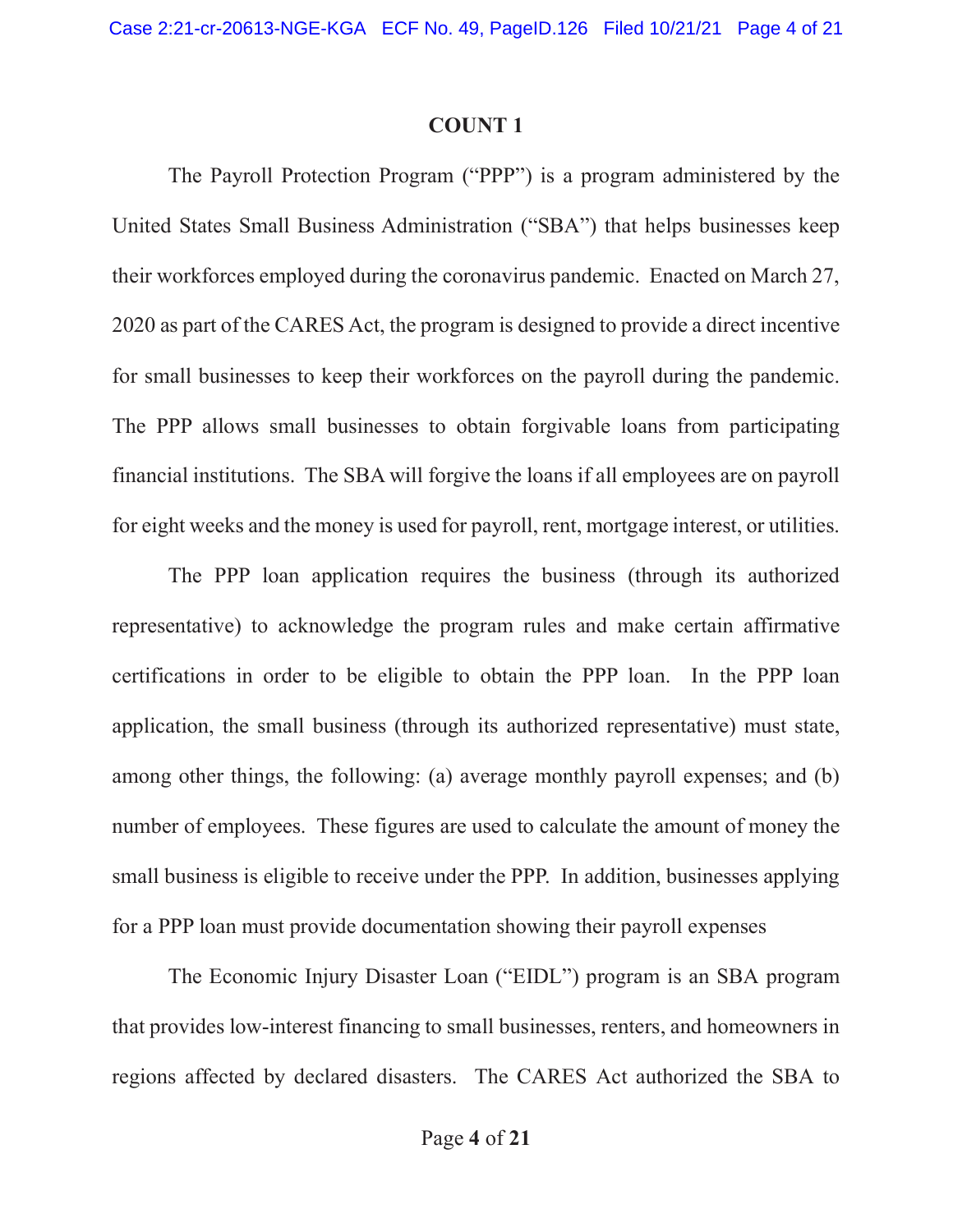## COUNT 1

The Payroll Protection Program ("PPP") is a program administered by the United States Small Business Administration ("SBA") that helps businesses keep their workforces employed during the coronavirus pandemic. Enacted on March 27, 2020 as part of the CARES Act, the program is designed to provide a direct incentive for small businesses to keep their workforces on the payroll during the pandemic. The PPP allows small businesses to obtain forgivable loans from participating financial institutions. The SBA will forgive the loans if all employees are on payroll for eight weeks and the money is used for payroll, rent, mortgage interest, or utilities.

The PPP loan application requires the business (through its authorized representative) to acknowledge the program rules and make certain affirmative certifications in order to be eligible to obtain the PPP loan. In the PPP loan application, the small business (through its authorized representative) must state, among other things, the following: (a) average monthly payroll expenses; and (b) number of employees. These figures are used to calculate the amount of money the small business is eligible to receive under the PPP. In addition, businesses applying for a PPP loan must provide documentation showing their payroll expenses

The Economic Injury Disaster Loan ("EIDL") program is an SBA program that provides low-interest financing to small businesses, renters, and homeowners in regions affected by declared disasters. The CARES Act authorized the SBA to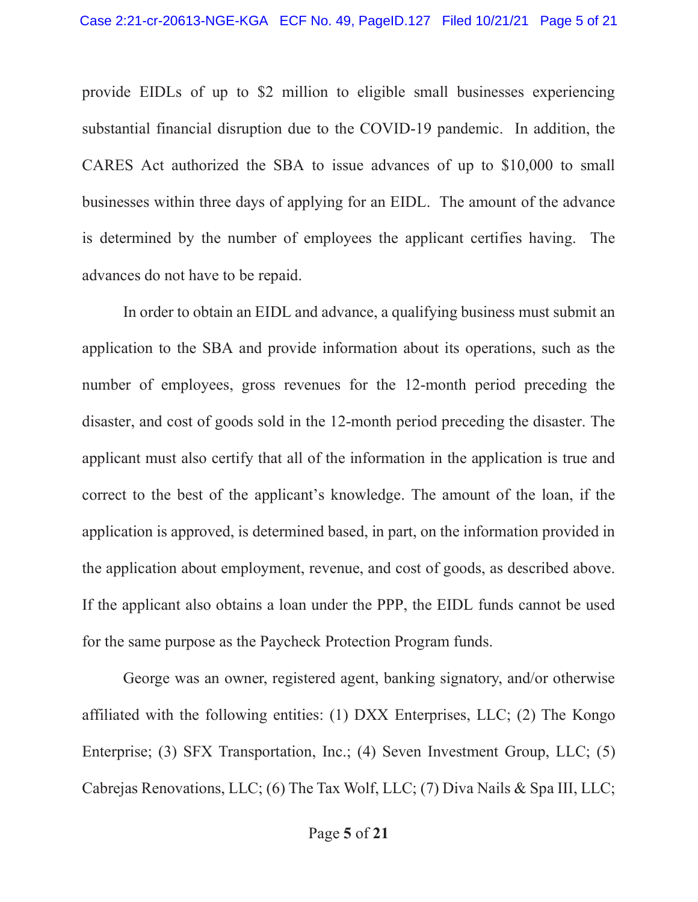provide EIDLs of up to $2 million to eligible small businesses experiencing substantial financial disruption due to the COVID-19 pandemic. In addition, the CARES Act authorized the SBA to issue advances of up to $10,000 to small businesses within three days of applying for an EIDL. The amount of the advance is determined by the number of employees the applicant certifies having. The advances do not have to be repaid.

In order to obtain an EIDL and advance, a qualifying business must submit an application to the SBA and provide information about its operations, such as the number of employees, gross revenues for the 12-month period preceding the disaster, and cost of goods sold in the 12-month period preceding the disaster. The applicant must also certify that all of the information in the application is true and correct to the best of the applicant's knowledge. The amount of the loan, if the application is approved, is determined based, in part, on the information provided in the application about employment, revenue, and cost of goods, as described above. If the applicant also obtains a loan under the PPP, the EIDL funds cannot be used for the same purpose as the Paycheck Protection Program funds.

George was an owner, registered agent, banking signatory, and/or otherwise affiliated with the following entities: (1) DXX Enterprises, LLC; (2) The Kongo Enterprise; (3) SFX Transportation, Inc.; (4) Seven Investment Group, LLC; (5) Cabrejas Renovations, LLC; (6) The Tax Wolf, LLC; (7) Diva Nails & Spa III, LLC;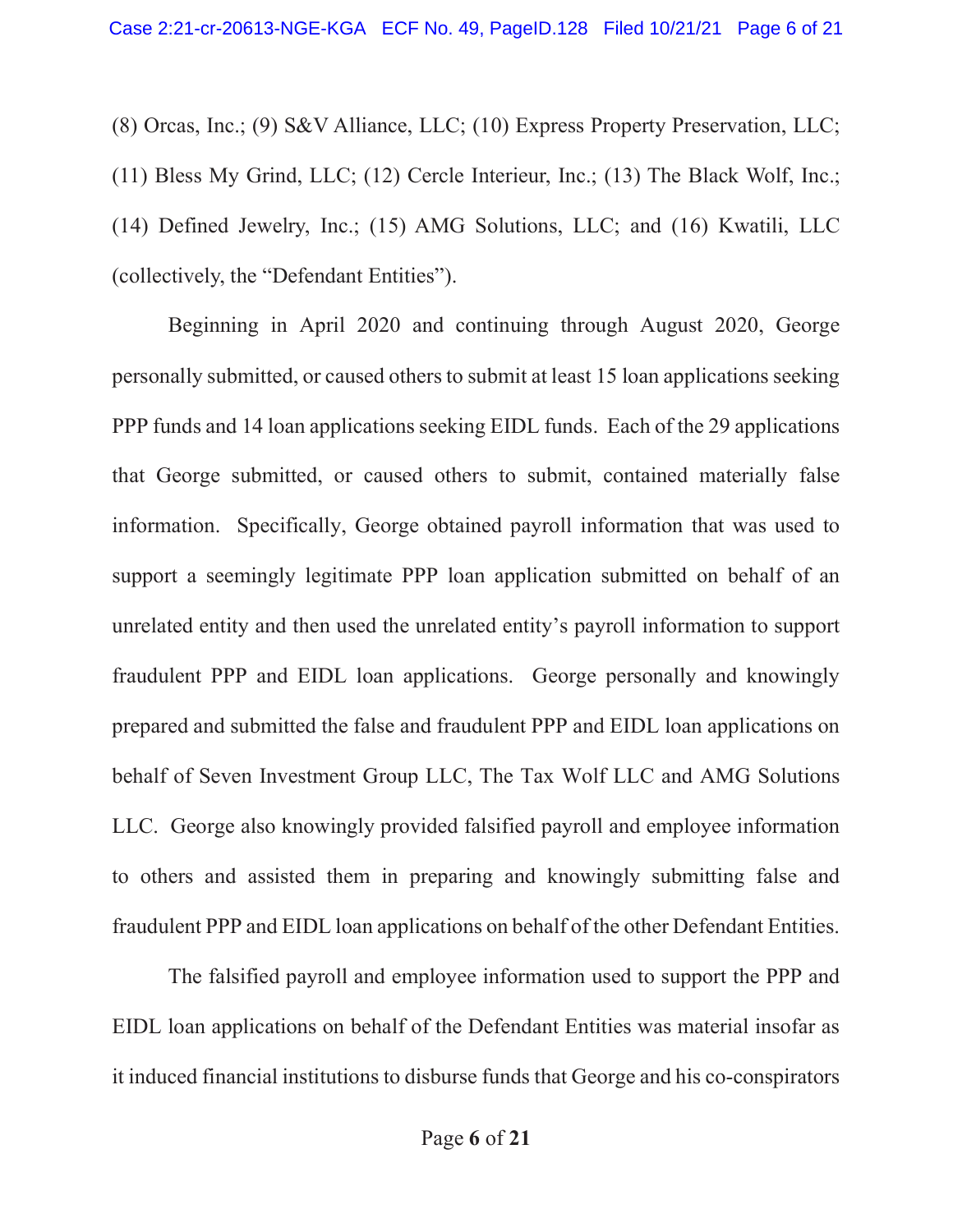(8) Orcas, Inc.; (9) S&V Alliance, LLC; (10) Express Property Preservation, LLC; (11) Bless My Grind, LLC; (12) Cercle Interieur, Inc.; (13) The Black Wolf, Inc.; (14) Defined Jewelry, Inc.; (15) AMG Solutions, LLC; and (16) Kwatili, LLC (collectively, the "Defendant Entities").

Beginning in April 2020 and continuing through August 2020, George personally submitted, or caused others to submit at least 15 loan applications seeking PPP funds and 14 loan applications seeking EIDL funds. Each of the 29 applications that George submitted, or caused others to submit, contained materially false information. Specifically, George obtained payroll information that was used to support a seemingly legitimate PPP loan application submitted on behalf of an unrelated entity and then used the unrelated entity's payroll information to support fraudulent PPP and EIDL loan applications. George personally and knowingly prepared and submitted the false and fraudulent PPP and EIDL loan applications on behalf of Seven Investment Group LLC, The Tax Wolf LLC and AMG Solutions LLC. George also knowingly provided falsified payroll and employee information to others and assisted them in preparing and knowingly submitting false and fraudulent PPP and EIDL loan applications on behalf of the other Defendant Entities.

The falsified payroll and employee information used to support the PPP and EIDL loan applications on behalf of the Defendant Entities was material insofar as it induced financial institutions to disburse funds that George and his co-conspirators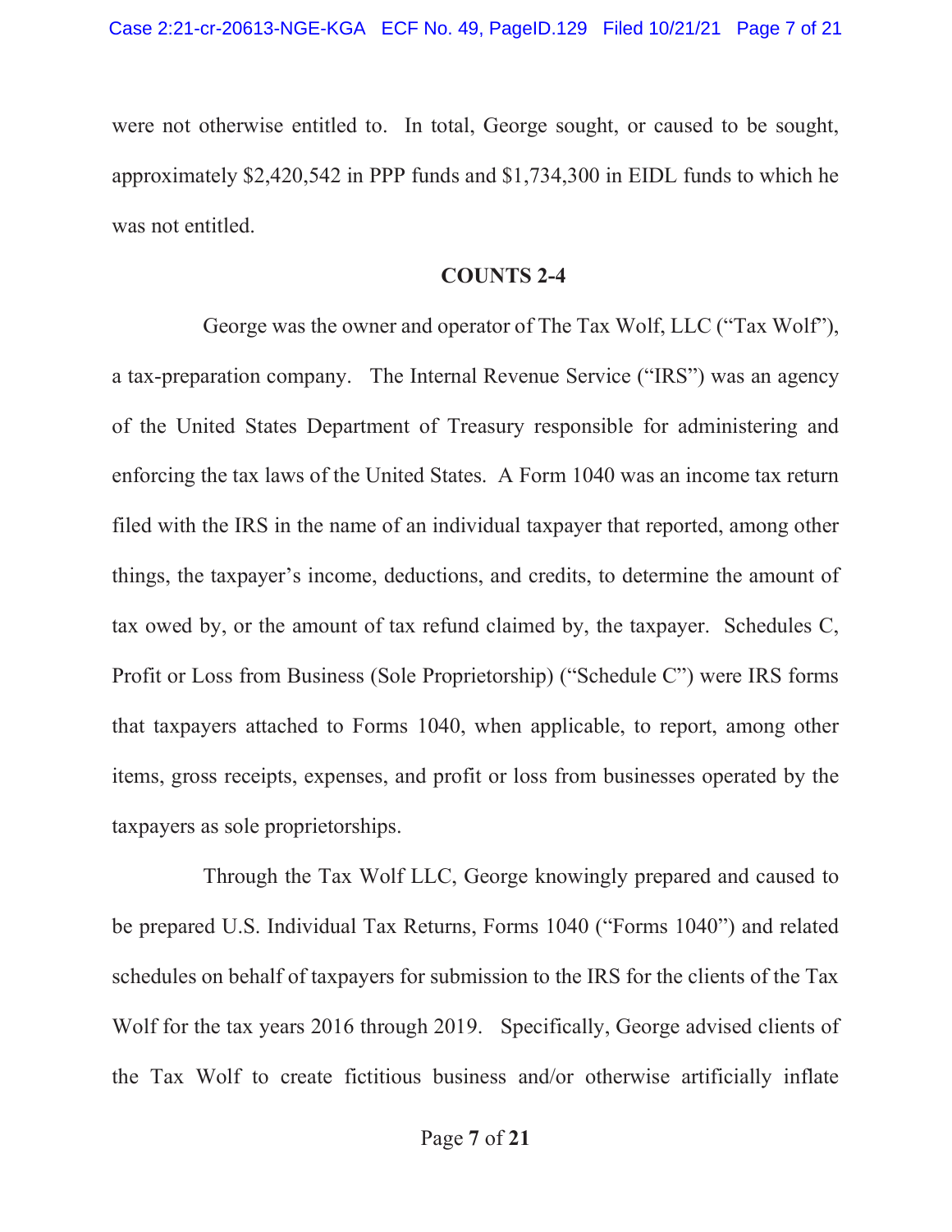were not otherwise entitled to. In total, George sought, or caused to be sought, approximately $2,420,542 in PPP funds and $1,734,300 in EIDL funds to which he was not entitled.

**COUNTS 2-4**

George was the owner and operator of The Tax Wolf, LLC ("Tax Wolf"), a tax-preparation company. The Internal Revenue Service ("IRS") was an agency of the United States Department of Treasury responsible for administering and enforcing the tax laws of the United States. A Form 1040 was an income tax return filed with the IRS in the name of an individual taxpayer that reported, among other things, the taxpayer's income, deductions, and credits, to determine the amount of tax owed by, or the amount of tax refund claimed by, the taxpayer. Schedules C, Profit or Loss from Business (Sole Proprietorship) ("Schedule C") were IRS forms that taxpayers attached to Forms 1040, when applicable, to report, among other items, gross receipts, expenses, and profit or loss from businesses operated by the taxpayers as sole proprietorships.

Through the Tax Wolf LLC, George knowingly prepared and caused to be prepared U.S. Individual Tax Returns, Forms 1040 ("Forms 1040") and related schedules on behalf of taxpayers for submission to the IRS for the clients of the Tax Wolf for the tax years 2016 through 2019. Specifically, George advised clients of the Tax Wolf to create fictitious business and/or otherwise artificially inflate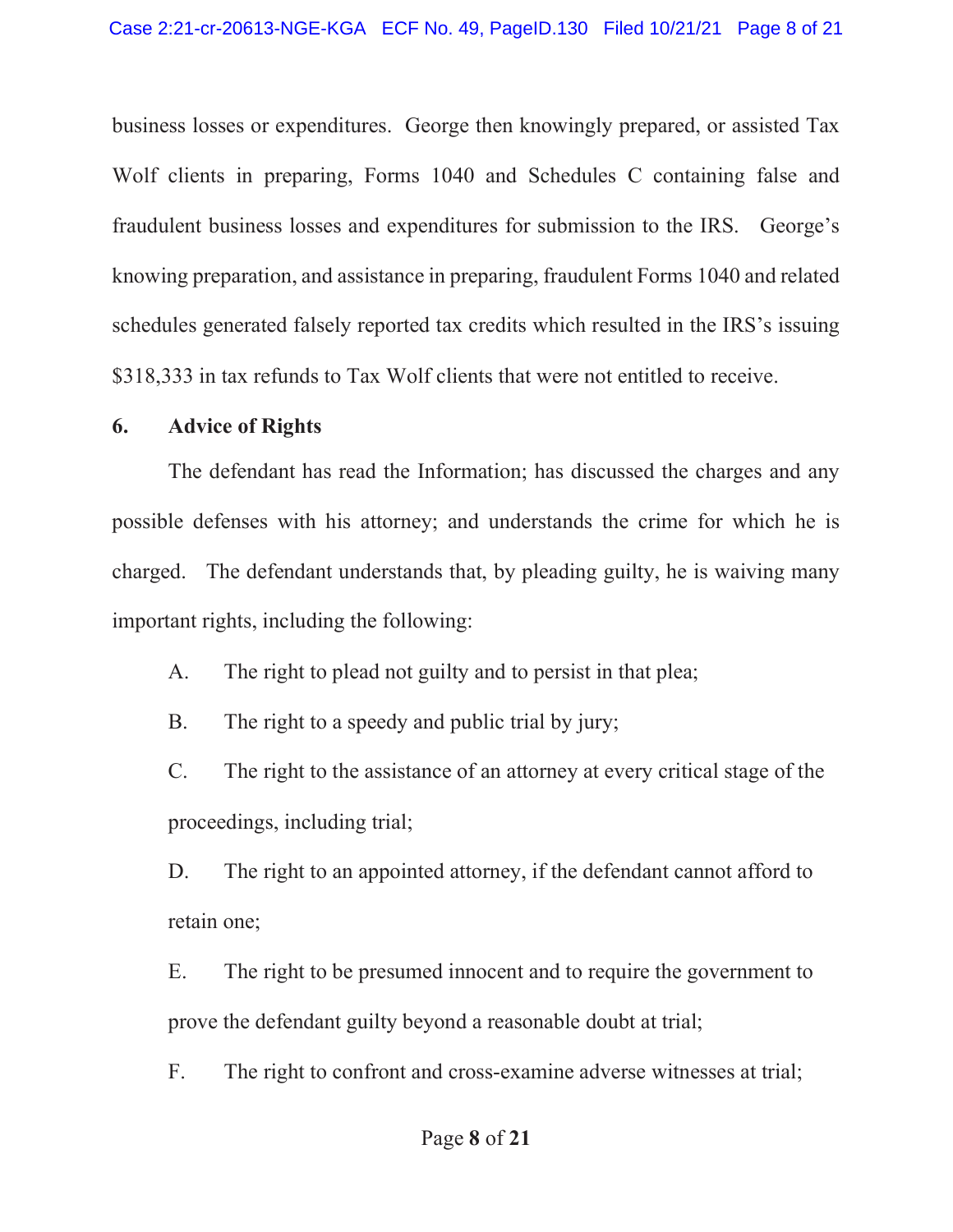business losses or expenditures. George then knowingly prepared, or assisted Tax Wolf clients in preparing, Forms 1040 and Schedules C containing false and fraudulent business losses and expenditures for submission to the IRS. George's knowing preparation, and assistance in preparing, fraudulent Forms 1040 and related schedules generated falsely reported tax credits which resulted in the IRS's issuing $318,333 in tax refunds to Tax Wolf clients that were not entitled to receive.

**6. Advice of Rights**

The defendant has read the Information; has discussed the charges and any possible defenses with his attorney; and understands the crime for which he is charged. The defendant understands that, by pleading guilty, he is waiving many important rights, including the following:

A. The right to plead not guilty and to persist in that plea;

B. The right to a speedy and public trial by jury;

C. The right to the assistance of an attorney at every critical stage of the proceedings, including trial;

D. The right to an appointed attorney, if the defendant cannot afford to retain one;

E. The right to be presumed innocent and to require the government to prove the defendant guilty beyond a reasonable doubt at trial;

F. The right to confront and cross-examine adverse witnesses at trial;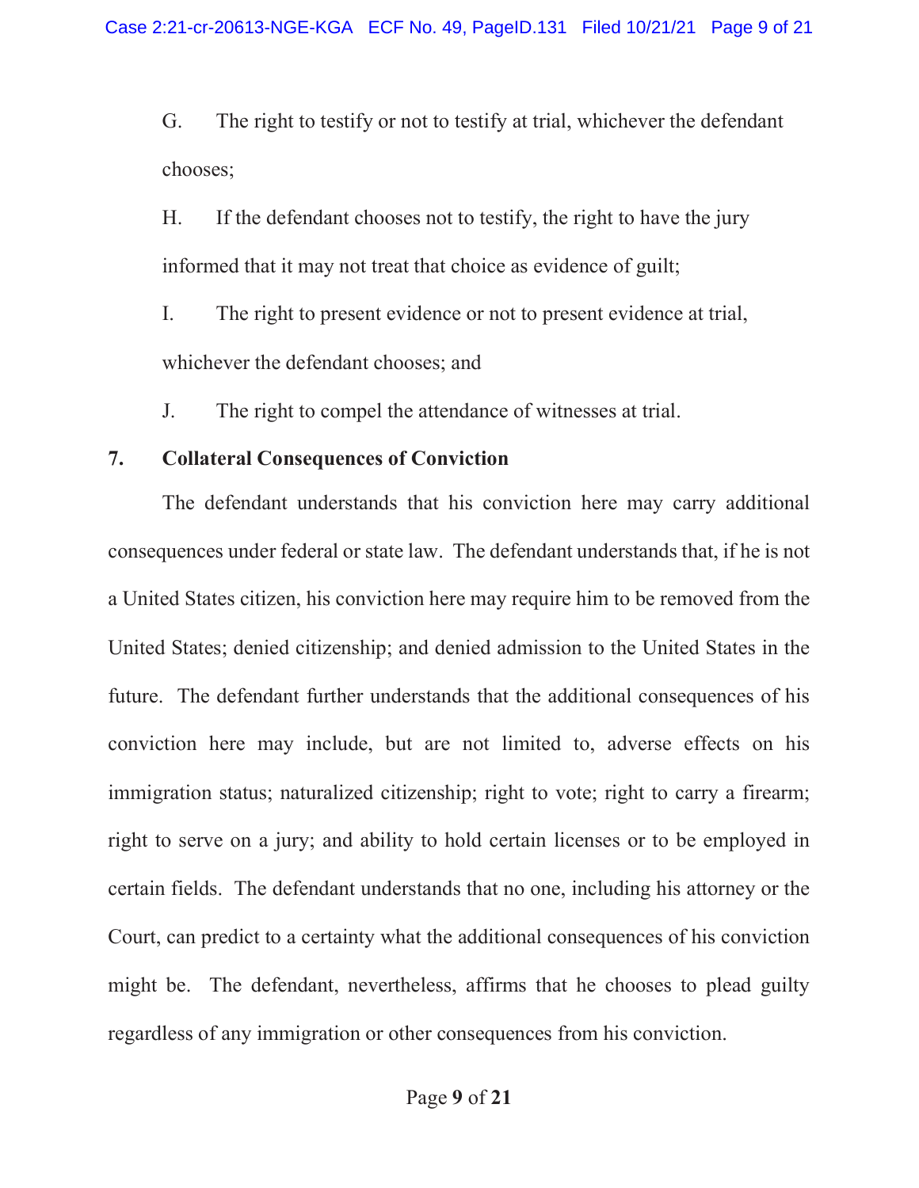G. The right to testify or not to testify at trial, whichever the defendant chooses;

H. If the defendant chooses not to testify, the right to have the jury informed that it may not treat that choice as evidence of guilt;

I. The right to present evidence or not to present evidence at trial, whichever the defendant chooses; and

J. The right to compel the attendance of witnesses at trial.

**7. Collateral Consequences of Conviction**

The defendant understands that his conviction here may carry additional consequences under federal or state law. The defendant understands that, if he is not a United States citizen, his conviction here may require him to be removed from the United States; denied citizenship; and denied admission to the United States in the future. The defendant further understands that the additional consequences of his conviction here may include, but are not limited to, adverse effects on his immigration status; naturalized citizenship; right to vote; right to carry a firearm; right to serve on a jury; and ability to hold certain licenses or to be employed in certain fields. The defendant understands that no one, including his attorney or the Court, can predict to a certainty what the additional consequences of his conviction might be. The defendant, nevertheless, affirms that he chooses to plead guilty regardless of any immigration or other consequences from his conviction.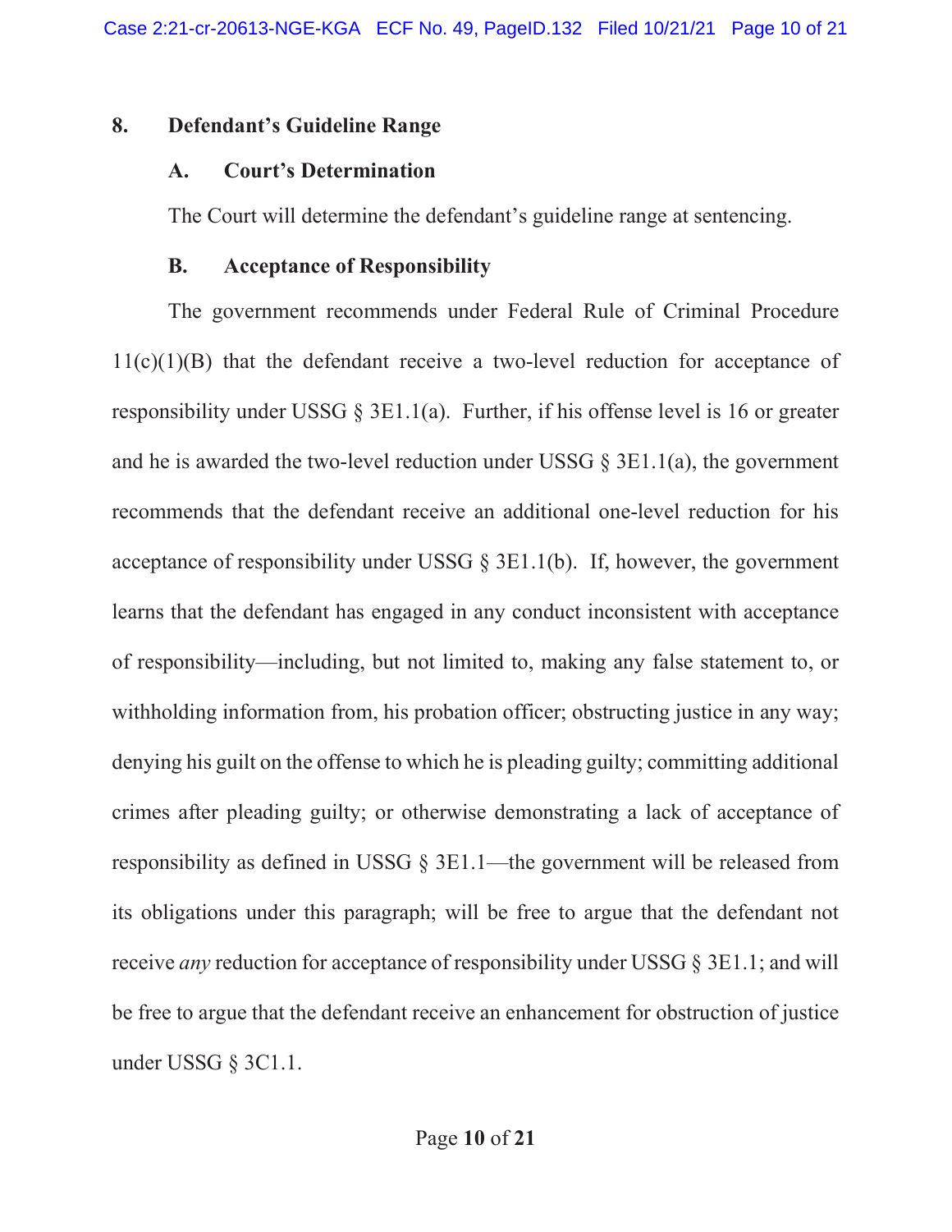## 8. Defendant's Guideline Range

### A. Court's Determination

The Court will determine the defendant's guideline range at sentencing.

### B. Acceptance of Responsibility

The government recommends under Federal Rule of Criminal Procedure 11(c)(1)(B) that the defendant receive a two-level reduction for acceptance of responsibility under USSG § 3E1.1(a). Further, if his offense level is 16 or greater and he is awarded the two-level reduction under USSG § 3E1.1(a), the government recommends that the defendant receive an additional one-level reduction for his acceptance of responsibility under USSG § 3E1.1(b). If, however, the government learns that the defendant has engaged in any conduct inconsistent with acceptance of responsibility—including, but not limited to, making any false statement to, or withholding information from, his probation officer; obstructing justice in any way; denying his guilt on the offense to which he is pleading guilty; committing additional crimes after pleading guilty; or otherwise demonstrating a lack of acceptance of responsibility as defined in USSG § 3E1.1—the government will be released from its obligations under this paragraph; will be free to argue that the defendant not receive *any* reduction for acceptance of responsibility under USSG § 3E1.1; and will be free to argue that the defendant receive an enhancement for obstruction of justice under USSG § 3C1.1.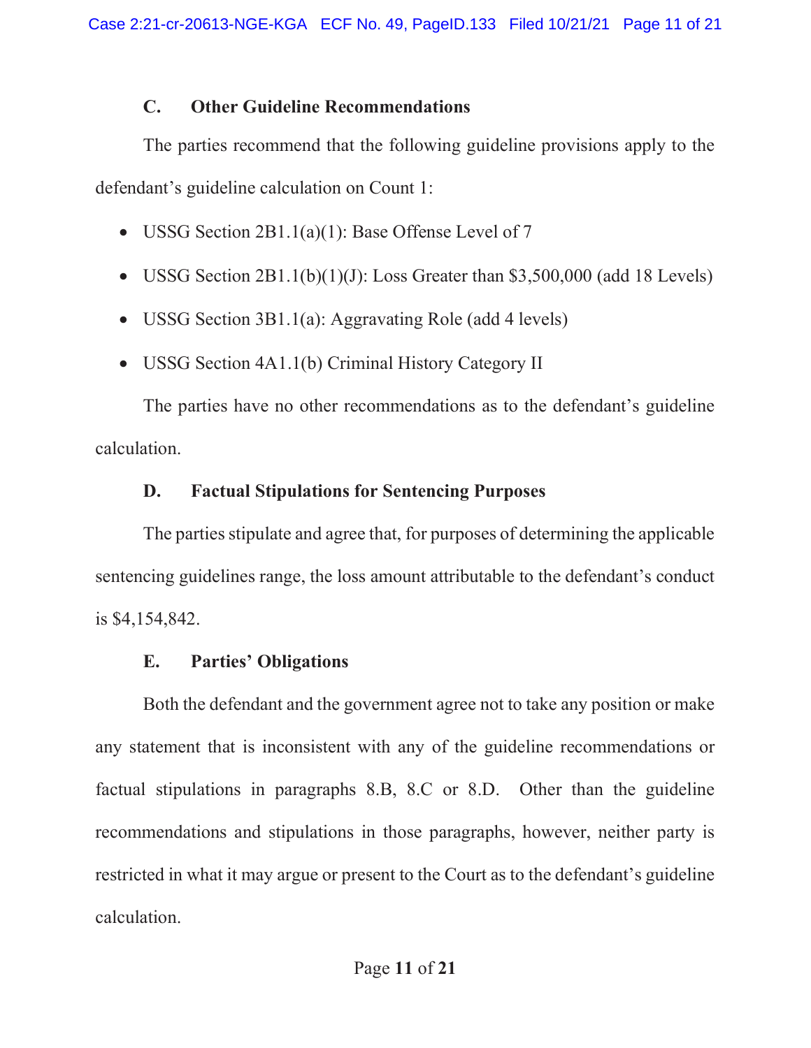### C. Other Guideline Recommendations

The parties recommend that the following guideline provisions apply to the defendant's guideline calculation on Count 1:

- USSG Section 2B1.1(a)(1): Base Offense Level of 7
- USSG Section 2B1.1(b)(1)(J): Loss Greater than $3,500,000 (add 18 Levels)
- USSG Section 3B1.1(a): Aggravating Role (add 4 levels)
- USSG Section 4A1.1(b) Criminal History Category II

The parties have no other recommendations as to the defendant's guideline calculation.

### D. Factual Stipulations for Sentencing Purposes

The parties stipulate and agree that, for purposes of determining the applicable sentencing guidelines range, the loss amount attributable to the defendant's conduct is $4,154,842.

### E. Parties' Obligations

Both the defendant and the government agree not to take any position or make any statement that is inconsistent with any of the guideline recommendations or factual stipulations in paragraphs 8.B, 8.C or 8.D. Other than the guideline recommendations and stipulations in those paragraphs, however, neither party is restricted in what it may argue or present to the Court as to the defendant's guideline calculation.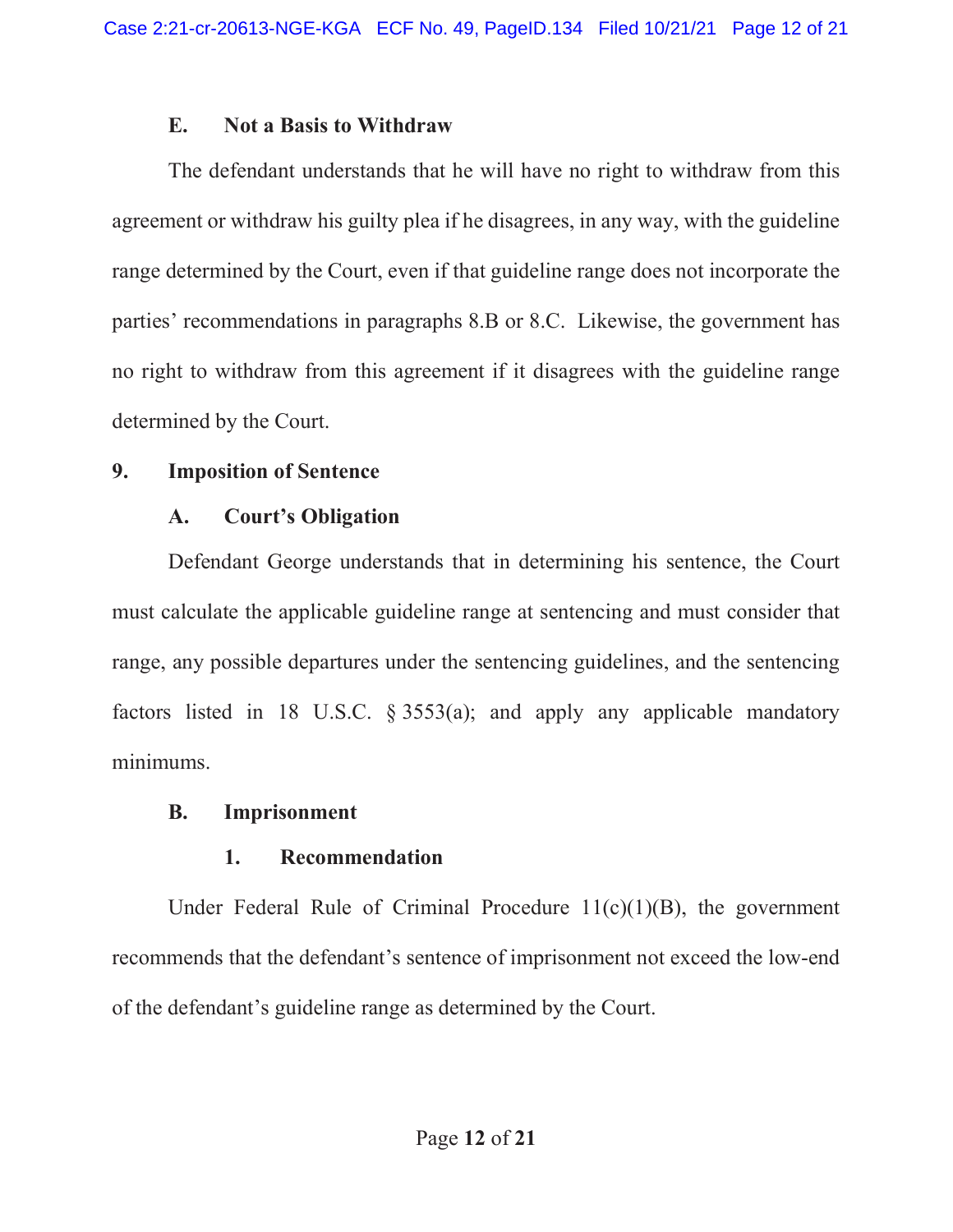### E. Not a Basis to Withdraw

The defendant understands that he will have no right to withdraw from this agreement or withdraw his guilty plea if he disagrees, in any way, with the guideline range determined by the Court, even if that guideline range does not incorporate the parties' recommendations in paragraphs 8.B or 8.C. Likewise, the government has no right to withdraw from this agreement if it disagrees with the guideline range determined by the Court.

## 9. Imposition of Sentence

### A. Court's Obligation

Defendant George understands that in determining his sentence, the Court must calculate the applicable guideline range at sentencing and must consider that range, any possible departures under the sentencing guidelines, and the sentencing factors listed in 18 U.S.C. § 3553(a); and apply any applicable mandatory minimums.

### B. Imprisonment

#### 1. Recommendation

Under Federal Rule of Criminal Procedure 11(c)(1)(B), the government recommends that the defendant's sentence of imprisonment not exceed the low-end of the defendant's guideline range as determined by the Court.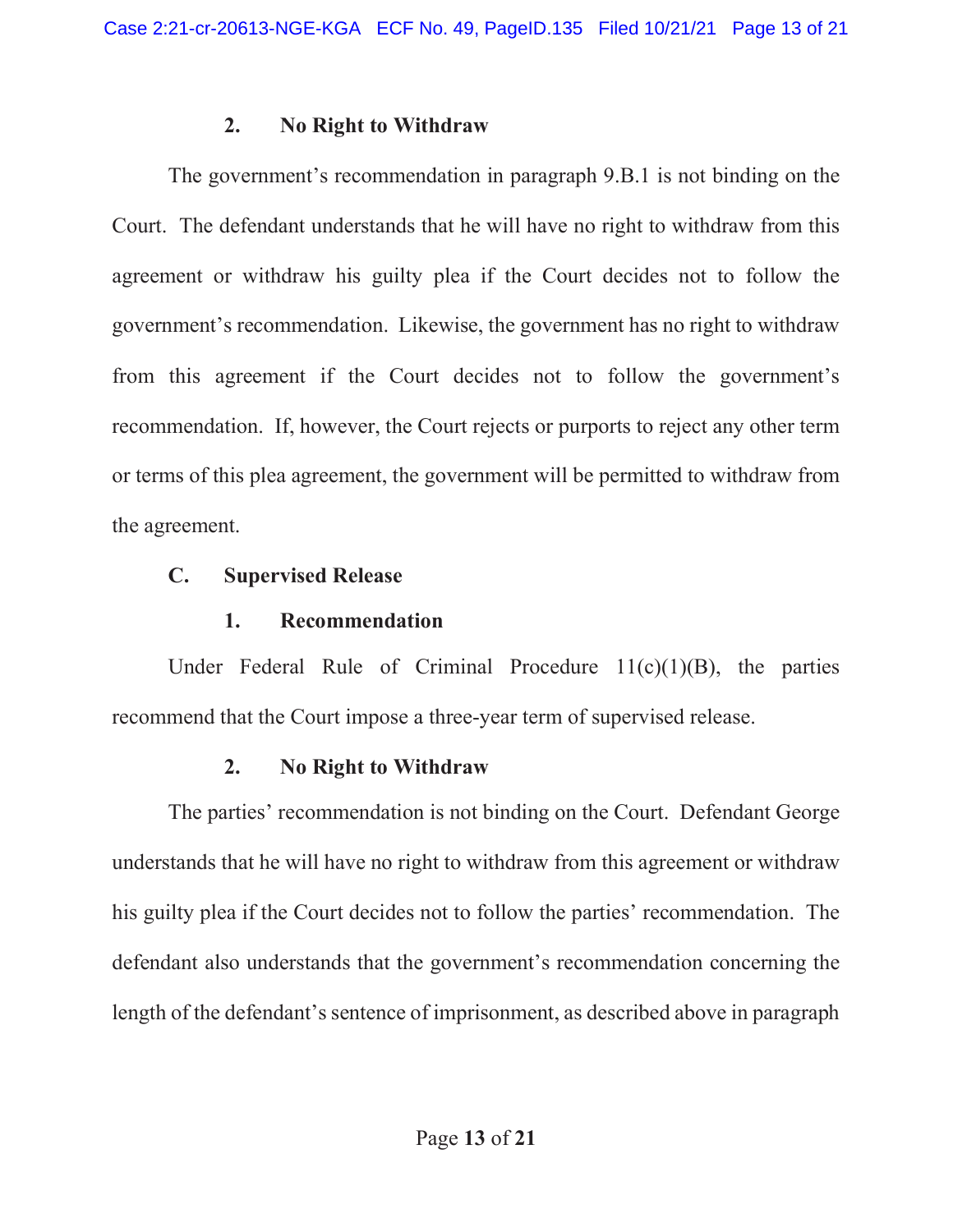#### 2. No Right to Withdraw

The government's recommendation in paragraph 9.B.1 is not binding on the Court. The defendant understands that he will have no right to withdraw from this agreement or withdraw his guilty plea if the Court decides not to follow the government's recommendation. Likewise, the government has no right to withdraw from this agreement if the Court decides not to follow the government's recommendation. If, however, the Court rejects or purports to reject any other term or terms of this plea agreement, the government will be permitted to withdraw from the agreement.

### C. Supervised Release

#### 1. Recommendation

Under Federal Rule of Criminal Procedure 11(c)(1)(B), the parties recommend that the Court impose a three-year term of supervised release.

#### 2. No Right to Withdraw

The parties' recommendation is not binding on the Court. Defendant George understands that he will have no right to withdraw from this agreement or withdraw his guilty plea if the Court decides not to follow the parties' recommendation. The defendant also understands that the government's recommendation concerning the length of the defendant's sentence of imprisonment, as described above in paragraph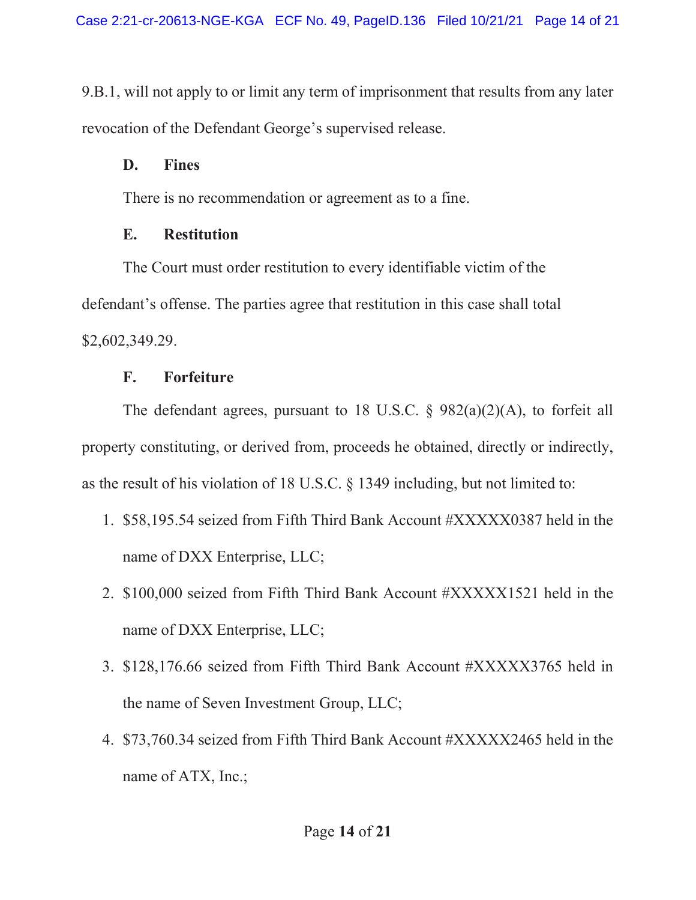9.B.1, will not apply to or limit any term of imprisonment that results from any later revocation of the Defendant George's supervised release.

### D. Fines

There is no recommendation or agreement as to a fine.

### E. Restitution

The Court must order restitution to every identifiable victim of the defendant's offense. The parties agree that restitution in this case shall total $2,602,349.29.

### F. Forfeiture

The defendant agrees, pursuant to 18 U.S.C. § 982(a)(2)(A), to forfeit all property constituting, or derived from, proceeds he obtained, directly or indirectly, as the result of his violation of 18 U.S.C. § 1349 including, but not limited to:

1. $58,195.54 seized from Fifth Third Bank Account #XXXXX0387 held in the name of DXX Enterprise, LLC;
2. $100,000 seized from Fifth Third Bank Account #XXXXX1521 held in the name of DXX Enterprise, LLC;
3. $128,176.66 seized from Fifth Third Bank Account #XXXXX3765 held in the name of Seven Investment Group, LLC;
4. $73,760.34 seized from Fifth Third Bank Account #XXXXX2465 held in the name of ATX, Inc.;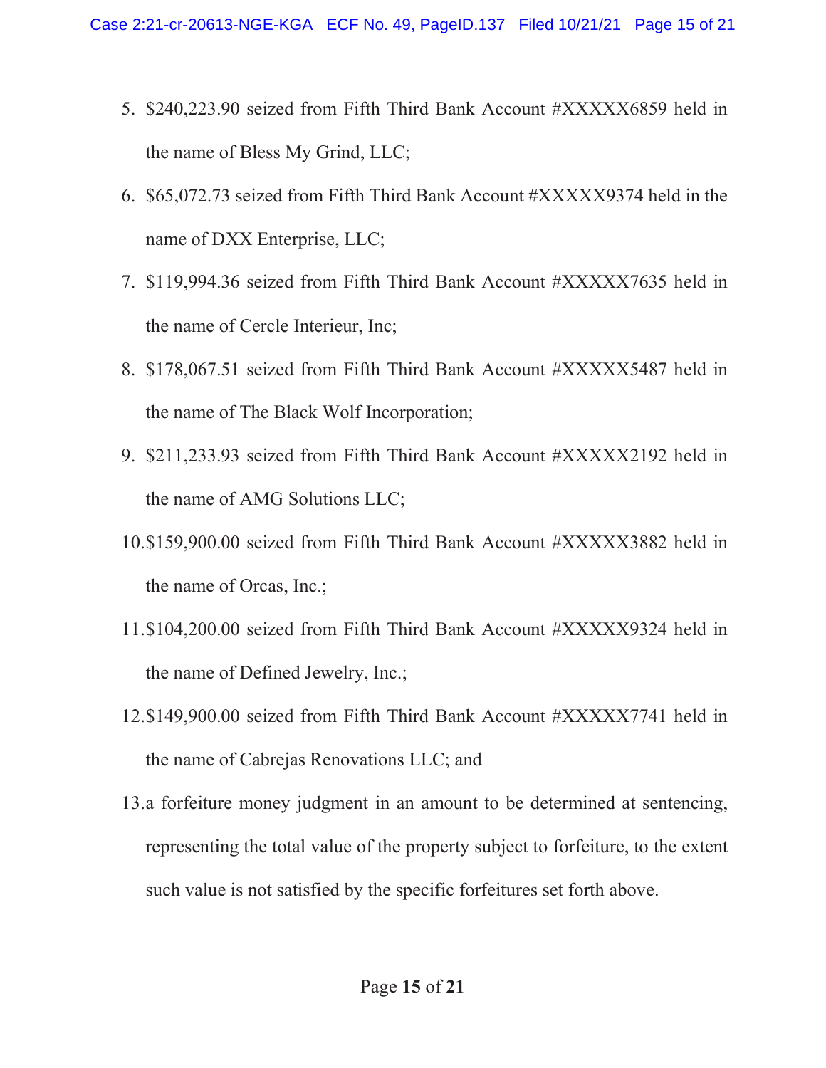5. $240,223.90 seized from Fifth Third Bank Account #XXXXX6859 held in the name of Bless My Grind, LLC;
6. $65,072.73 seized from Fifth Third Bank Account #XXXXX9374 held in the name of DXX Enterprise, LLC;
7. $119,994.36 seized from Fifth Third Bank Account #XXXXX7635 held in the name of Cercle Interieur, Inc;
8. $178,067.51 seized from Fifth Third Bank Account #XXXXX5487 held in the name of The Black Wolf Incorporation;
9. $211,233.93 seized from Fifth Third Bank Account #XXXXX2192 held in the name of AMG Solutions LLC;
10. $159,900.00 seized from Fifth Third Bank Account #XXXXX3882 held in the name of Orcas, Inc.;
11. $104,200.00 seized from Fifth Third Bank Account #XXXXX9324 held in the name of Defined Jewelry, Inc.;
12. $149,900.00 seized from Fifth Third Bank Account #XXXXX7741 held in the name of Cabrejas Renovations LLC; and
13. a forfeiture money judgment in an amount to be determined at sentencing, representing the total value of the property subject to forfeiture, to the extent such value is not satisfied by the specific forfeitures set forth above.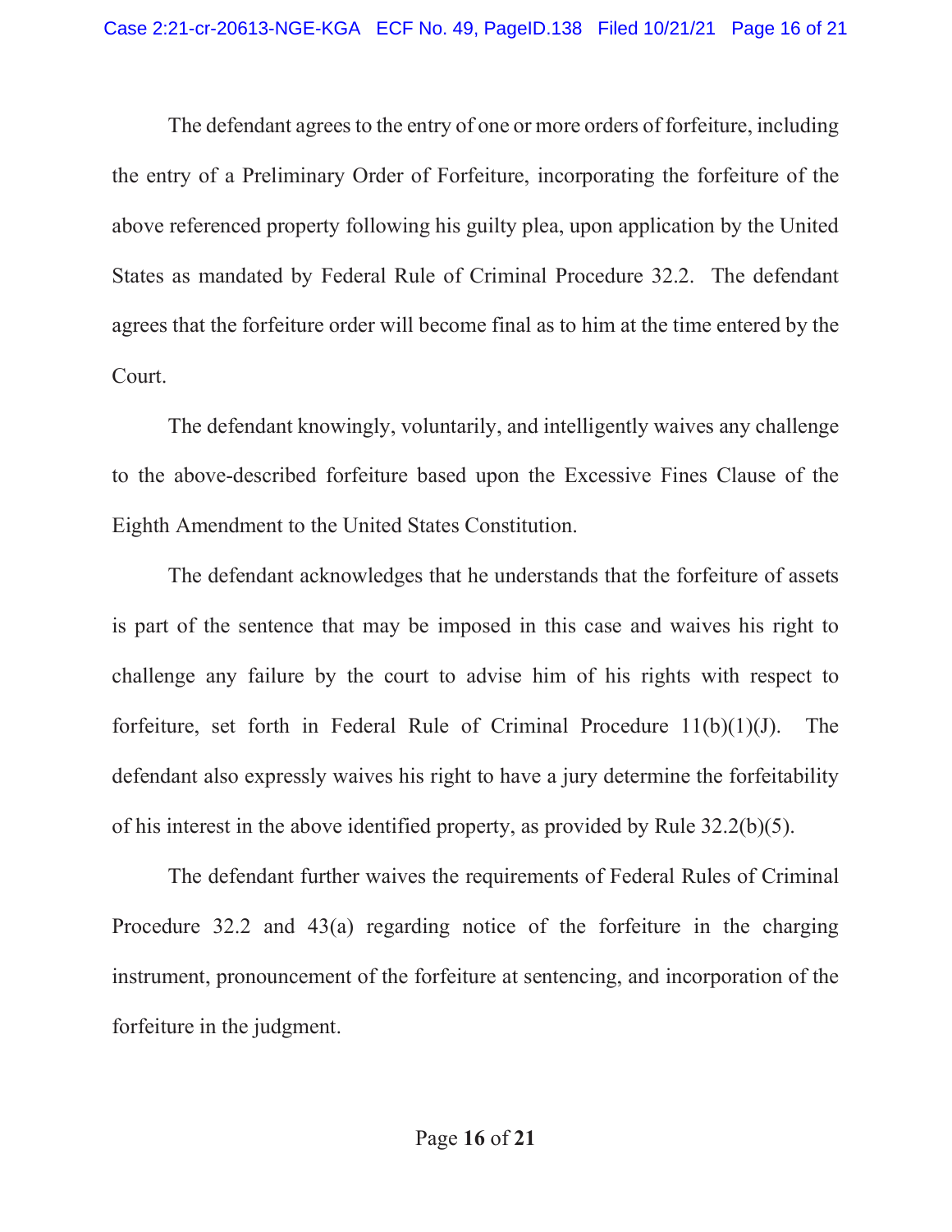The defendant agrees to the entry of one or more orders of forfeiture, including the entry of a Preliminary Order of Forfeiture, incorporating the forfeiture of the above referenced property following his guilty plea, upon application by the United States as mandated by Federal Rule of Criminal Procedure 32.2. The defendant agrees that the forfeiture order will become final as to him at the time entered by the Court.

The defendant knowingly, voluntarily, and intelligently waives any challenge to the above-described forfeiture based upon the Excessive Fines Clause of the Eighth Amendment to the United States Constitution.

The defendant acknowledges that he understands that the forfeiture of assets is part of the sentence that may be imposed in this case and waives his right to challenge any failure by the court to advise him of his rights with respect to forfeiture, set forth in Federal Rule of Criminal Procedure 11(b)(1)(J). The defendant also expressly waives his right to have a jury determine the forfeitability of his interest in the above identified property, as provided by Rule 32.2(b)(5).

The defendant further waives the requirements of Federal Rules of Criminal Procedure 32.2 and 43(a) regarding notice of the forfeiture in the charging instrument, pronouncement of the forfeiture at sentencing, and incorporation of the forfeiture in the judgment.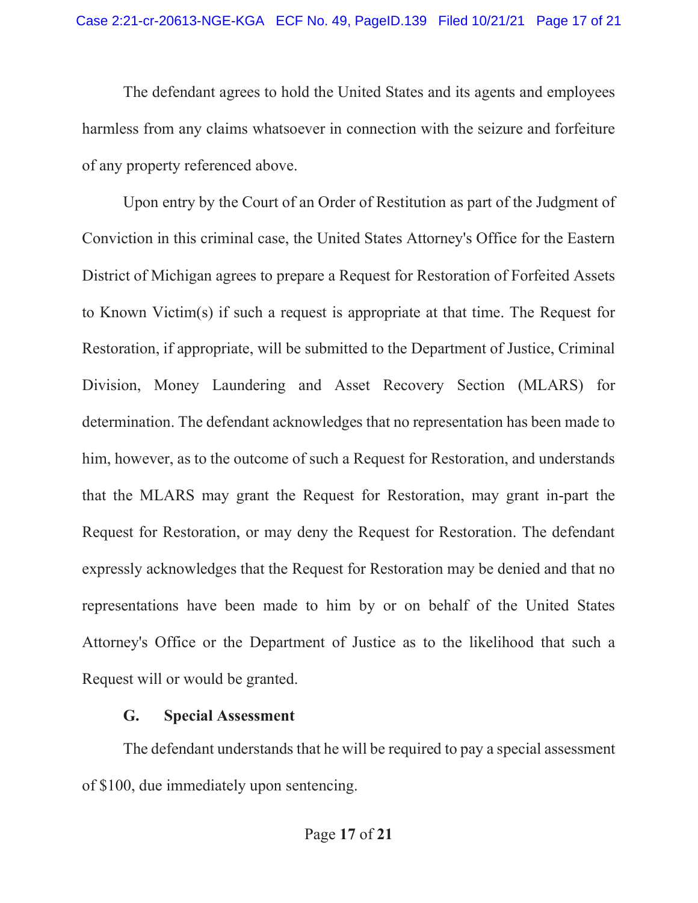The defendant agrees to hold the United States and its agents and employees harmless from any claims whatsoever in connection with the seizure and forfeiture of any property referenced above.

Upon entry by the Court of an Order of Restitution as part of the Judgment of Conviction in this criminal case, the United States Attorney's Office for the Eastern District of Michigan agrees to prepare a Request for Restoration of Forfeited Assets to Known Victim(s) if such a request is appropriate at that time. The Request for Restoration, if appropriate, will be submitted to the Department of Justice, Criminal Division, Money Laundering and Asset Recovery Section (MLARS) for determination. The defendant acknowledges that no representation has been made to him, however, as to the outcome of such a Request for Restoration, and understands that the MLARS may grant the Request for Restoration, may grant in-part the Request for Restoration, or may deny the Request for Restoration. The defendant expressly acknowledges that the Request for Restoration may be denied and that no representations have been made to him by or on behalf of the United States Attorney's Office or the Department of Justice as to the likelihood that such a Request will or would be granted.

**G. Special Assessment**

The defendant understands that he will be required to pay a special assessment of $100, due immediately upon sentencing.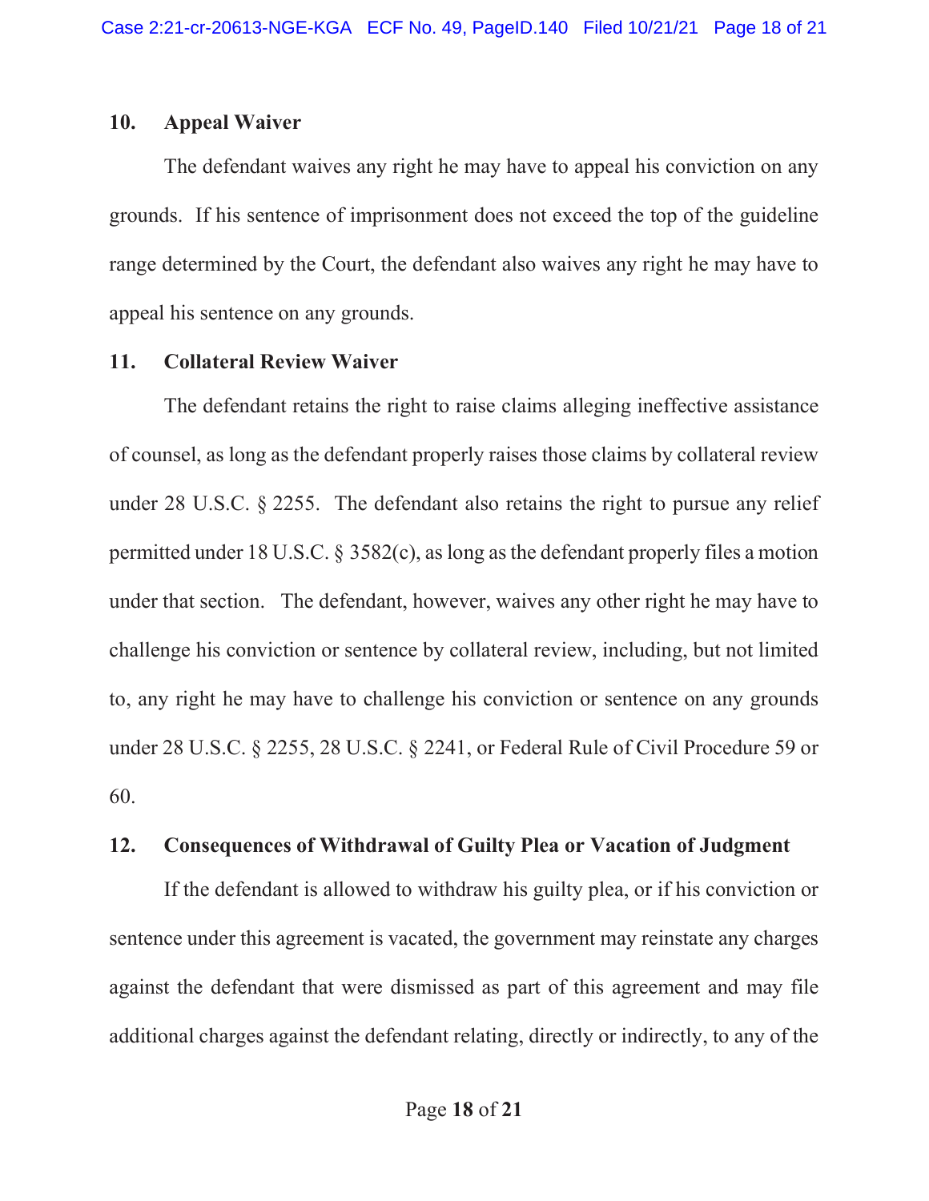## 10. Appeal Waiver

The defendant waives any right he may have to appeal his conviction on any grounds. If his sentence of imprisonment does not exceed the top of the guideline range determined by the Court, the defendant also waives any right he may have to appeal his sentence on any grounds.

## 11. Collateral Review Waiver

The defendant retains the right to raise claims alleging ineffective assistance of counsel, as long as the defendant properly raises those claims by collateral review under 28 U.S.C. § 2255. The defendant also retains the right to pursue any relief permitted under 18 U.S.C. § 3582(c), as long as the defendant properly files a motion under that section. The defendant, however, waives any other right he may have to challenge his conviction or sentence by collateral review, including, but not limited to, any right he may have to challenge his conviction or sentence on any grounds under 28 U.S.C. § 2255, 28 U.S.C. § 2241, or Federal Rule of Civil Procedure 59 or 60.

## 12. Consequences of Withdrawal of Guilty Plea or Vacation of Judgment

If the defendant is allowed to withdraw his guilty plea, or if his conviction or sentence under this agreement is vacated, the government may reinstate any charges against the defendant that were dismissed as part of this agreement and may file additional charges against the defendant relating, directly or indirectly, to any of the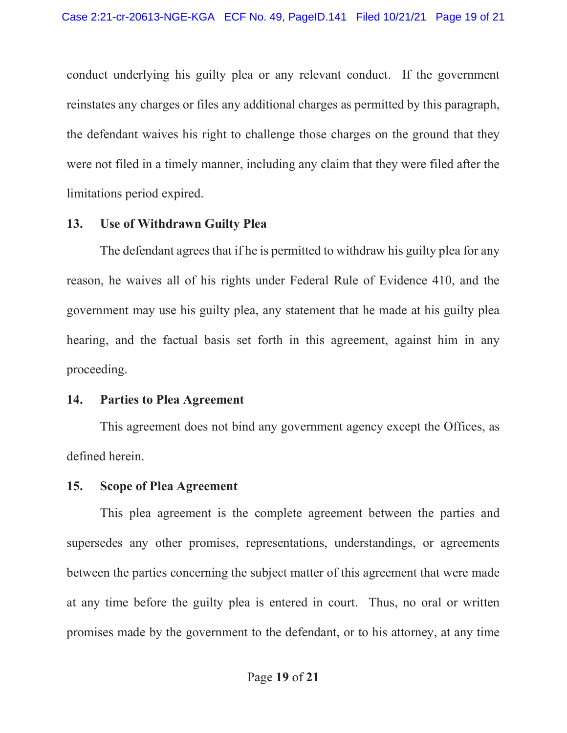conduct underlying his guilty plea or any relevant conduct. If the government reinstates any charges or files any additional charges as permitted by this paragraph, the defendant waives his right to challenge those charges on the ground that they were not filed in a timely manner, including any claim that they were filed after the limitations period expired.

**13. Use of Withdrawn Guilty Plea**

The defendant agrees that if he is permitted to withdraw his guilty plea for any reason, he waives all of his rights under Federal Rule of Evidence 410, and the government may use his guilty plea, any statement that he made at his guilty plea hearing, and the factual basis set forth in this agreement, against him in any proceeding.

**14. Parties to Plea Agreement**

This agreement does not bind any government agency except the Offices, as defined herein.

**15. Scope of Plea Agreement**

This plea agreement is the complete agreement between the parties and supersedes any other promises, representations, understandings, or agreements between the parties concerning the subject matter of this agreement that were made at any time before the guilty plea is entered in court. Thus, no oral or written promises made by the government to the defendant, or to his attorney, at any time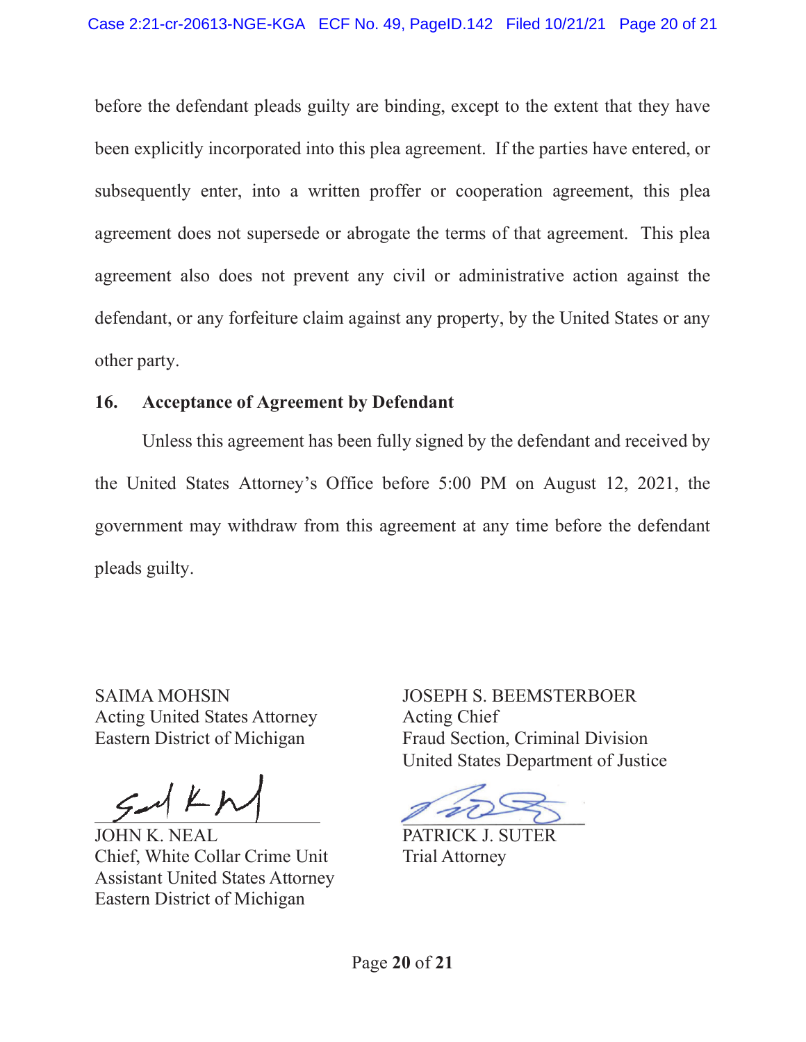before the defendant pleads guilty are binding, except to the extent that they have been explicitly incorporated into this plea agreement. If the parties have entered, or subsequently enter, into a written proffer or cooperation agreement, this plea agreement does not supersede or abrogate the terms of that agreement. This plea agreement also does not prevent any civil or administrative action against the defendant, or any forfeiture claim against any property, by the United States or any other party.

## 16. Acceptance of Agreement by Defendant

Unless this agreement has been fully signed by the defendant and received by the United States Attorney's Office before 5:00 PM on August 12, 2021, the government may withdraw from this agreement at any time before the defendant pleads guilty.

SAIMA MOHSIN
Acting United States Attorney
Eastern District of Michigan

JOHN K. NEAL
Chief, White Collar Crime Unit
Assistant United States Attorney
Eastern District of Michigan

JOSEPH S. BEEMSTERBOER
Acting Chief
Fraud Section, Criminal Division
United States Department of Justice

PATRICK J. SUTER
Trial Attorney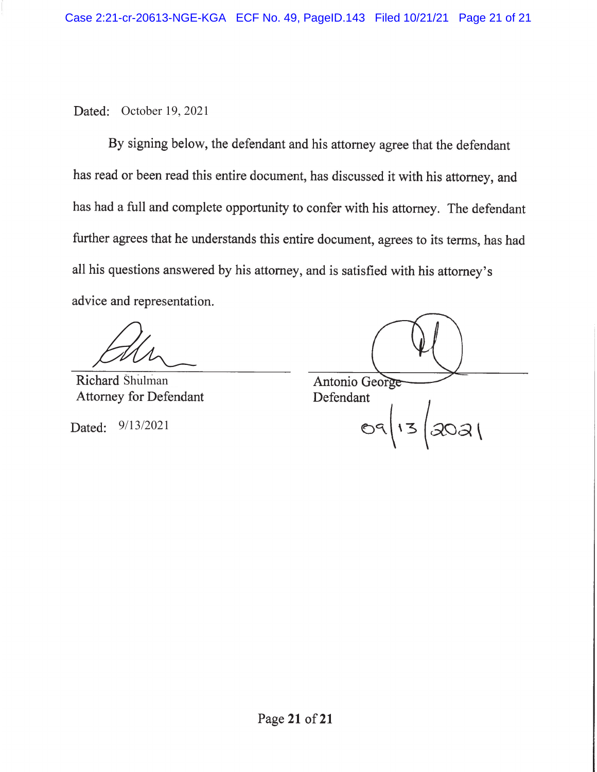Dated: October 19, 2021

By signing below, the defendant and his attorney agree that the defendant has read or been read this entire document, has discussed it with his attorney, and has had a full and complete opportunity to confer with his attorney. The defendant further agrees that he understands this entire document, agrees to its terms, has had all his questions answered by his attorney, and is satisfied with his attorney's advice and representation.

| | |
|---|---|
| Richard Shulman<br>Attorney for Defendant | Antonio George<br>Defendant |
| Dated: 9/13/2021 | 09/13/2021 |